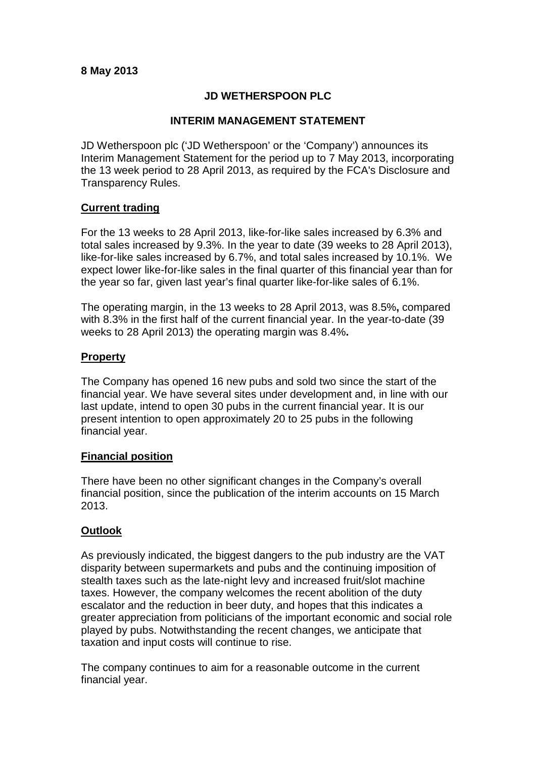**8 May 2013**

**JD WETHERSPOON PLC**

**INTERIM MANAGEMENT STATEMENT**

JD Wetherspoon plc ('JD Wetherspoon' or the 'Company') announces its Interim Management Statement for the period up to 7 May 2013, incorporating the 13 week period to 28 April 2013, as required by the FCA's Disclosure and Transparency Rules.

## Current trading

For the 13 weeks to 28 April 2013, like-for-like sales increased by 6.3% and total sales increased by 9.3%. In the year to date (39 weeks to 28 April 2013), like-for-like sales increased by 6.7%, and total sales increased by 10.1%. We expect lower like-for-like sales in the final quarter of this financial year than for the year so far, given last year's final quarter like-for-like sales of 6.1%.

The operating margin, in the 13 weeks to 28 April 2013, was 8.5%**,** compared with 8.3% in the first half of the current financial year. In the year-to-date (39 weeks to 28 April 2013) the operating margin was 8.4%**.**

## Property

The Company has opened 16 new pubs and sold two since the start of the financial year. We have several sites under development and, in line with our last update, intend to open 30 pubs in the current financial year. It is our present intention to open approximately 20 to 25 pubs in the following financial year.

## Financial position

There have been no other significant changes in the Company's overall financial position, since the publication of the interim accounts on 15 March 2013.

## Outlook

As previously indicated, the biggest dangers to the pub industry are the VAT disparity between supermarkets and pubs and the continuing imposition of stealth taxes such as the late-night levy and increased fruit/slot machine taxes. However, the company welcomes the recent abolition of the duty escalator and the reduction in beer duty, and hopes that this indicates a greater appreciation from politicians of the important economic and social role played by pubs. Notwithstanding the recent changes, we anticipate that taxation and input costs will continue to rise.

The company continues to aim for a reasonable outcome in the current financial year.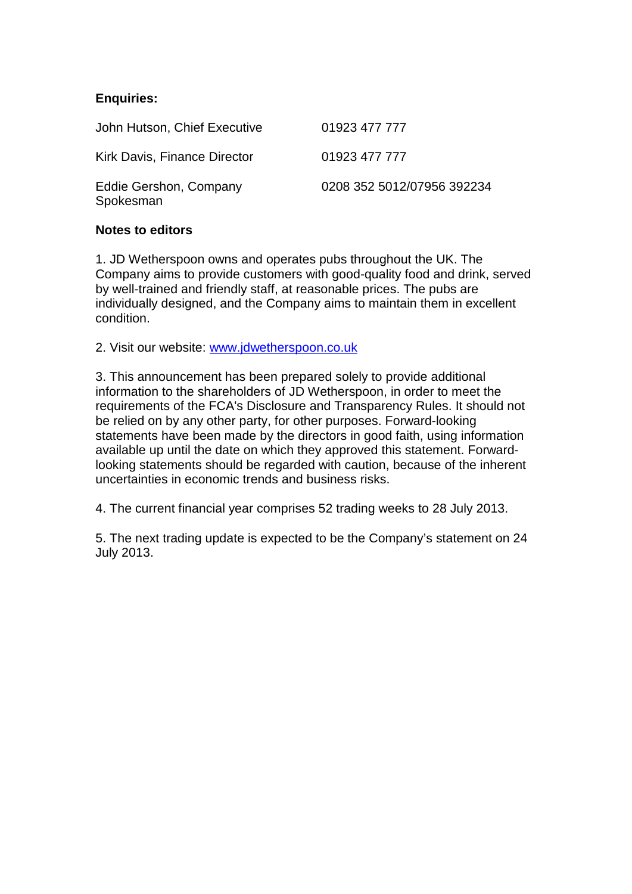**Enquiries:**

| | |
|---|---|
| John Hutson, Chief Executive | 01923 477 777 |
| Kirk Davis, Finance Director | 01923 477 777 |
| Eddie Gershon, Company Spokesman | 0208 352 5012/07956 392234 |

**Notes to editors**

1. JD Wetherspoon owns and operates pubs throughout the UK. The Company aims to provide customers with good-quality food and drink, served by well-trained and friendly staff, at reasonable prices. The pubs are individually designed, and the Company aims to maintain them in excellent condition.

2. Visit our website: [www.jdwetherspoon.co.uk](http://www.jdwetherspoon.co.uk)

3. This announcement has been prepared solely to provide additional information to the shareholders of JD Wetherspoon, in order to meet the requirements of the FCA's Disclosure and Transparency Rules. It should not be relied on by any other party, for other purposes. Forward-looking statements have been made by the directors in good faith, using information available up until the date on which they approved this statement. Forward-looking statements should be regarded with caution, because of the inherent uncertainties in economic trends and business risks.

4. The current financial year comprises 52 trading weeks to 28 July 2013.

5. The next trading update is expected to be the Company's statement on 24 July 2013.